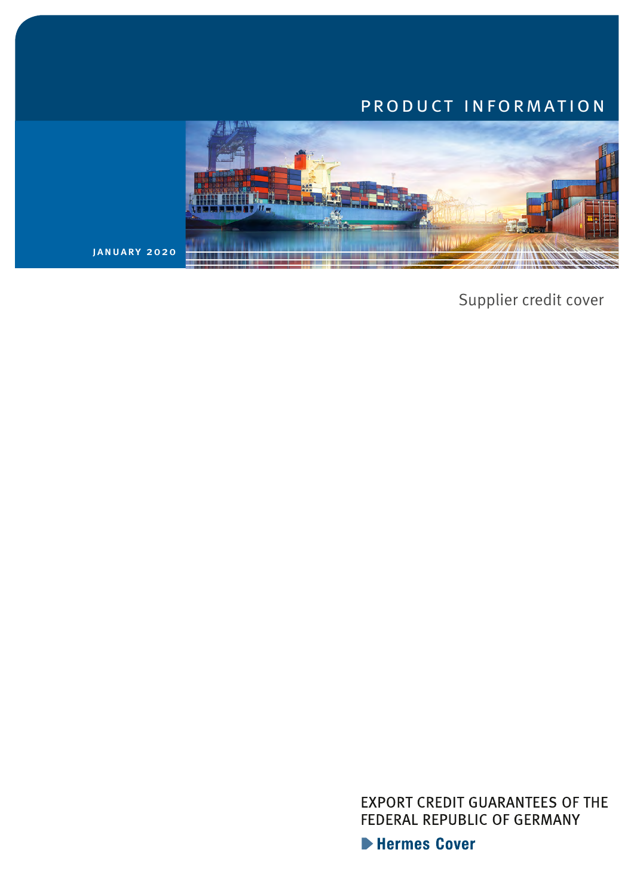PRODUCT INFORMATION

JANUARY 2020

# Supplier credit cover

EXPORT CREDIT GUARANTEES OF THE FEDERAL REPUBLIC OF GERMANY

Hermes Cover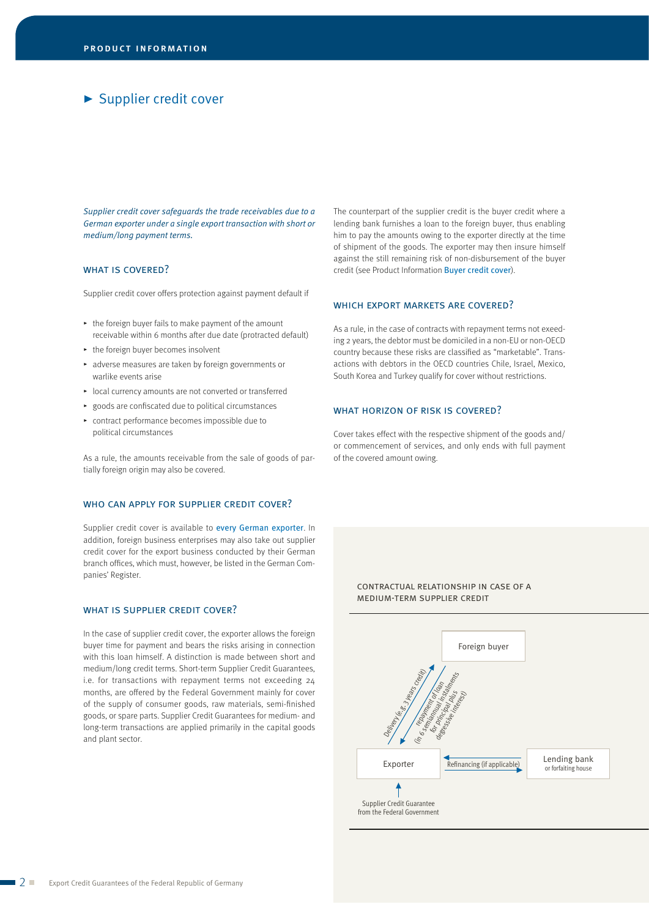# ► Supplier credit cover

*Supplier credit cover safeguards the trade receivables due to a German exporter under a single export transaction with short or medium/long payment terms.*

## WHAT IS COVERED?

Supplier credit cover offers protection against payment default if

- the foreign buyer fails to make payment of the amount receivable within 6 months after due date (protracted default)
- the foreign buyer becomes insolvent
- adverse measures are taken by foreign governments or warlike events arise
- local currency amounts are not converted or transferred
- goods are confiscated due to political circumstances
- contract performance becomes impossible due to political circumstances

As a rule, the amounts receivable from the sale of goods of partially foreign origin may also be covered.

## WHO CAN APPLY FOR SUPPLIER CREDIT COVER?

Supplier credit cover is available to every German exporter. In addition, foreign business enterprises may also take out supplier credit cover for the export business conducted by their German branch offices, which must, however, be listed in the German Companies' Register.

## WHAT IS SUPPLIER CREDIT COVER?

In the case of supplier credit cover, the exporter allows the foreign buyer time for payment and bears the risks arising in connection with this loan himself. A distinction is made between short and medium/long credit terms. Short-term Supplier Credit Guarantees, i.e. for transactions with repayment terms not exceeding 24 months, are offered by the Federal Government mainly for cover of the supply of consumer goods, raw materials, semi-finished goods, or spare parts. Supplier Credit Guarantees for medium- and long-term transactions are applied primarily in the capital goods and plant sector.

The counterpart of the supplier credit is the buyer credit where a lending bank furnishes a loan to the foreign buyer, thus enabling him to pay the amounts owing to the exporter directly at the time of shipment of the goods. The exporter may then insure himself against the still remaining risk of non-disbursement of the buyer credit (see Product Information Buyer credit cover).

## WHICH EXPORT MARKETS ARE COVERED?

As a rule, in the case of contracts with repayment terms not exceeding 2 years, the debtor must be domiciled in a non-EU or non-OECD country because these risks are classified as "marketable". Transactions with debtors in the OECD countries Chile, Israel, Mexico, South Korea and Turkey qualify for cover without restrictions.

## WHAT HORIZON OF RISK IS COVERED?

Cover takes effect with the respective shipment of the goods and/or commencement of services, and only ends with full payment of the covered amount owing.

CONTRACTUAL RELATIONSHIP IN CASE OF A MEDIUM-TERM SUPPLIER CREDIT

- Foreign buyer
- Exporter → Foreign buyer: Delivery (e.g. 3 years credit)
- Foreign buyer → Exporter: repayment of loan (in 6 semiannual instalments for principal plus degressive interest)
- Lending bank or forfaiting house → Exporter: Refinancing (if applicable)
- Supplier Credit Guarantee from the Federal Government → Exporter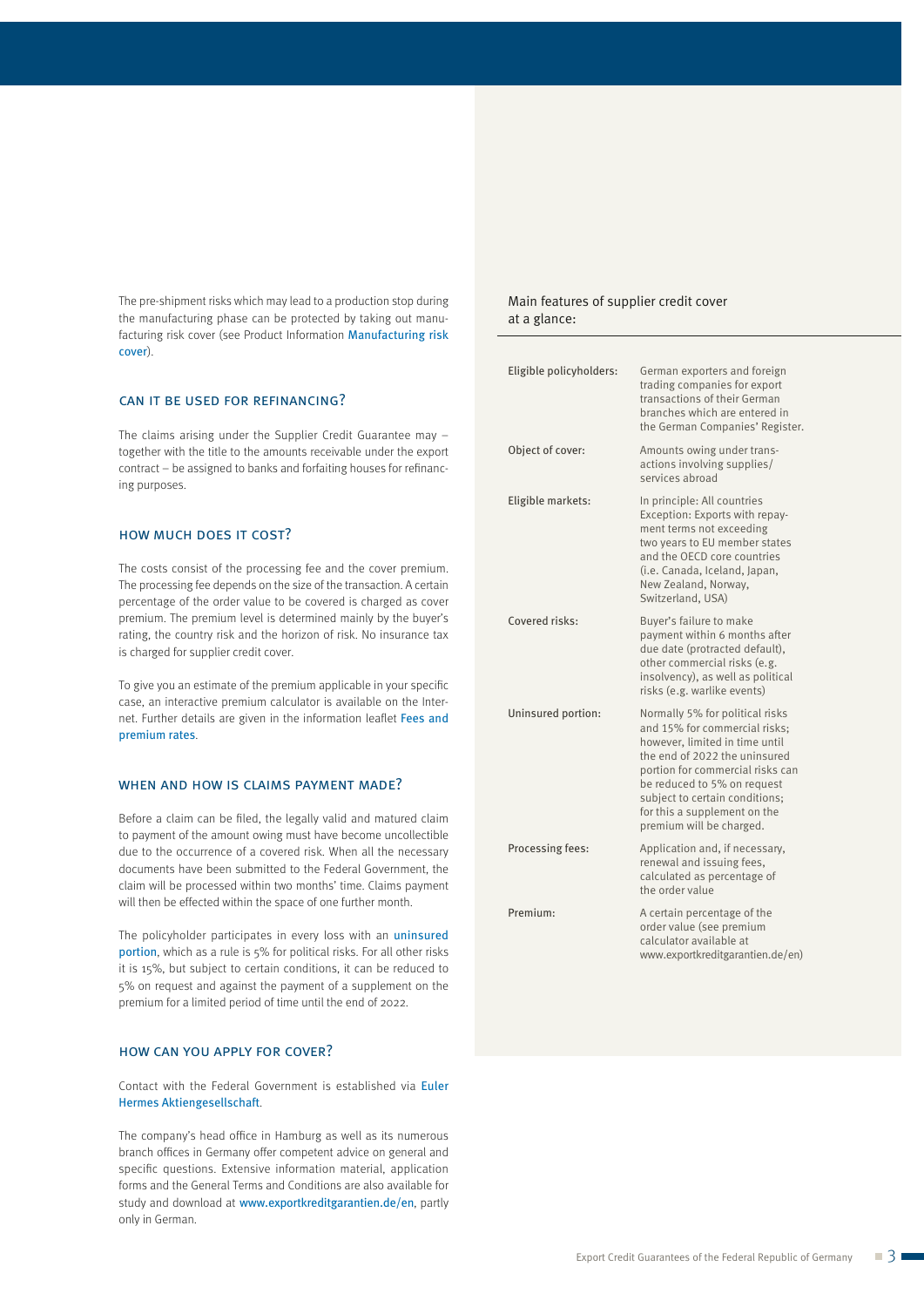The pre-shipment risks which may lead to a production stop during the manufacturing phase can be protected by taking out manufacturing risk cover (see Product Information Manufacturing risk cover).

## CAN IT BE USED FOR REFINANCING?

The claims arising under the Supplier Credit Guarantee may – together with the title to the amounts receivable under the export contract – be assigned to banks and forfaiting houses for refinancing purposes.

## HOW MUCH DOES IT COST?

The costs consist of the processing fee and the cover premium. The processing fee depends on the size of the transaction. A certain percentage of the order value to be covered is charged as cover premium. The premium level is determined mainly by the buyer's rating, the country risk and the horizon of risk. No insurance tax is charged for supplier credit cover.

To give you an estimate of the premium applicable in your specific case, an interactive premium calculator is available on the Internet. Further details are given in the information leaflet Fees and premium rates.

## WHEN AND HOW IS CLAIMS PAYMENT MADE?

Before a claim can be filed, the legally valid and matured claim to payment of the amount owing must have become uncollectible due to the occurrence of a covered risk. When all the necessary documents have been submitted to the Federal Government, the claim will be processed within two months' time. Claims payment will then be effected within the space of one further month.

The policyholder participates in every loss with an uninsured portion, which as a rule is 5% for political risks. For all other risks it is 15%, but subject to certain conditions, it can be reduced to 5% on request and against the payment of a supplement on the premium for a limited period of time until the end of 2022.

## HOW CAN YOU APPLY FOR COVER?

Contact with the Federal Government is established via Euler Hermes Aktiengesellschaft.

The company's head office in Hamburg as well as its numerous branch offices in Germany offer competent advice on general and specific questions. Extensive information material, application forms and the General Terms and Conditions are also available for study and download at www.exportkreditgarantien.de/en, partly only in German.

### Main features of supplier credit cover at a glance:

| | |
|---|---|
| Eligible policyholders: | German exporters and foreign trading companies for export transactions of their German branches which are entered in the German Companies' Register. |
| Object of cover: | Amounts owing under transactions involving supplies/services abroad |
| Eligible markets: | In principle: All countries<br>Exception: Exports with repayment terms not exceeding two years to EU member states and the OECD core countries (i.e. Canada, Iceland, Japan, New Zealand, Norway, Switzerland, USA) |
| Covered risks: | Buyer's failure to make payment within 6 months after due date (protracted default), other commercial risks (e.g. insolvency), as well as political risks (e.g. warlike events) |
| Uninsured portion: | Normally 5% for political risks and 15% for commercial risks; however, limited in time until the end of 2022 the uninsured portion for commercial risks can be reduced to 5% on request subject to certain conditions; for this a supplement on the premium will be charged. |
| Processing fees: | Application and, if necessary, renewal and issuing fees, calculated as percentage of the order value |
| Premium: | A certain percentage of the order value (see premium calculator available at www.exportkreditgarantien.de/en) |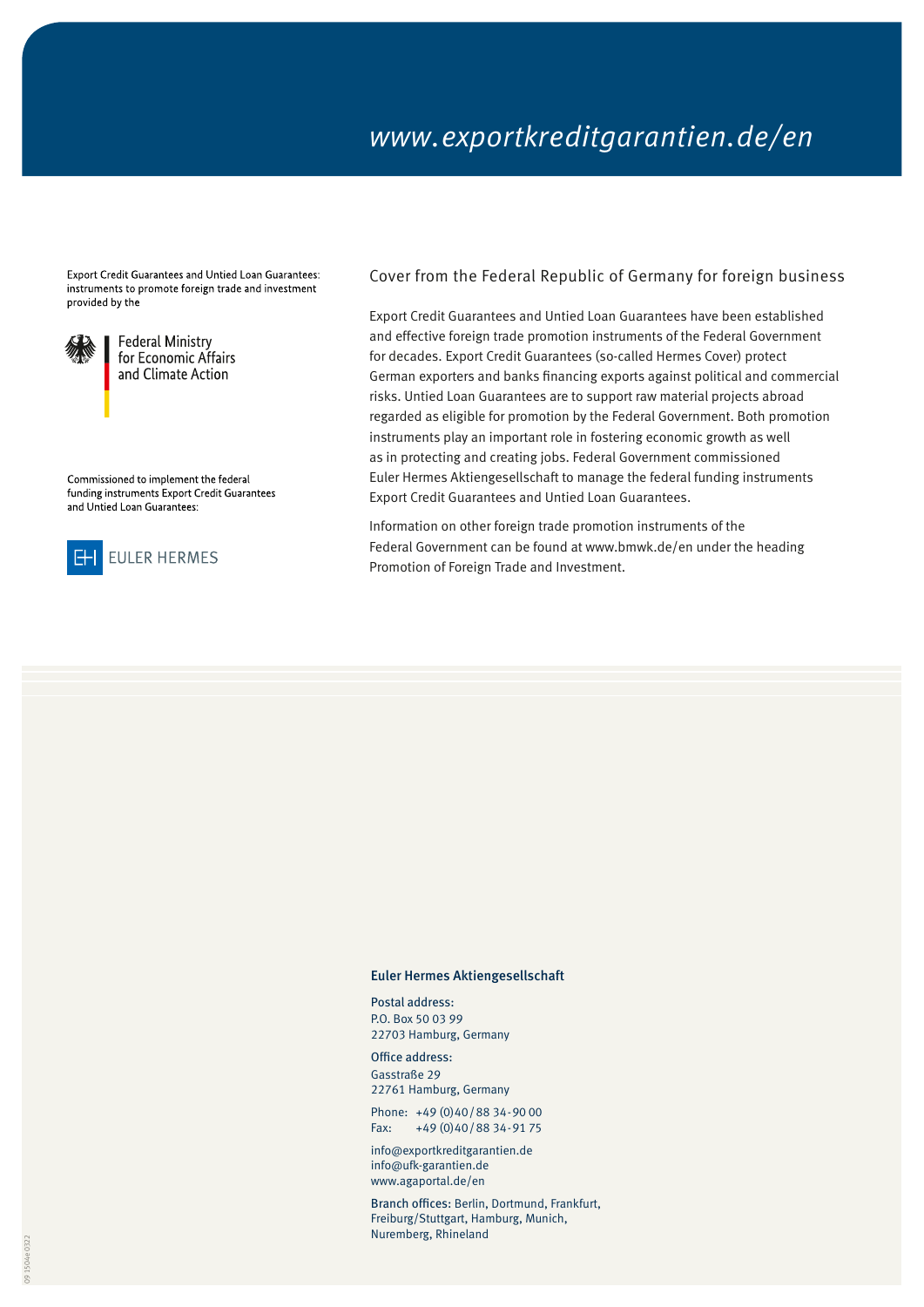www.exportkreditgarantien.de/en

Export Credit Guarantees and Untied Loan Guarantees: instruments to promote foreign trade and investment provided by the

Federal Ministry for Economic Affairs and Climate Action

Commissioned to implement the federal funding instruments Export Credit Guarantees and Untied Loan Guarantees:

EULER HERMES

## Cover from the Federal Republic of Germany for foreign business

Export Credit Guarantees and Untied Loan Guarantees have been established and effective foreign trade promotion instruments of the Federal Government for decades. Export Credit Guarantees (so-called Hermes Cover) protect German exporters and banks financing exports against political and commercial risks. Untied Loan Guarantees are to support raw material projects abroad regarded as eligible for promotion by the Federal Government. Both promotion instruments play an important role in fostering economic growth as well as in protecting and creating jobs. Federal Government commissioned Euler Hermes Aktiengesellschaft to manage the federal funding instruments Export Credit Guarantees and Untied Loan Guarantees.

Information on other foreign trade promotion instruments of the Federal Government can be found at www.bmwk.de/en under the heading Promotion of Foreign Trade and Investment.

**Euler Hermes Aktiengesellschaft**

Postal address:
P.O. Box 50 03 99
22703 Hamburg, Germany

Office address:
Gasstraße 29
22761 Hamburg, Germany

Phone: +49 (0)40 / 88 34-90 00
Fax: +49 (0)40 / 88 34-91 75

info@exportkreditgarantien.de
info@ufk-garantien.de
www.agaportal.de/en

Branch offices: Berlin, Dortmund, Frankfurt, Freiburg/Stuttgart, Hamburg, Munich, Nuremberg, Rhineland

09 1504e 0322